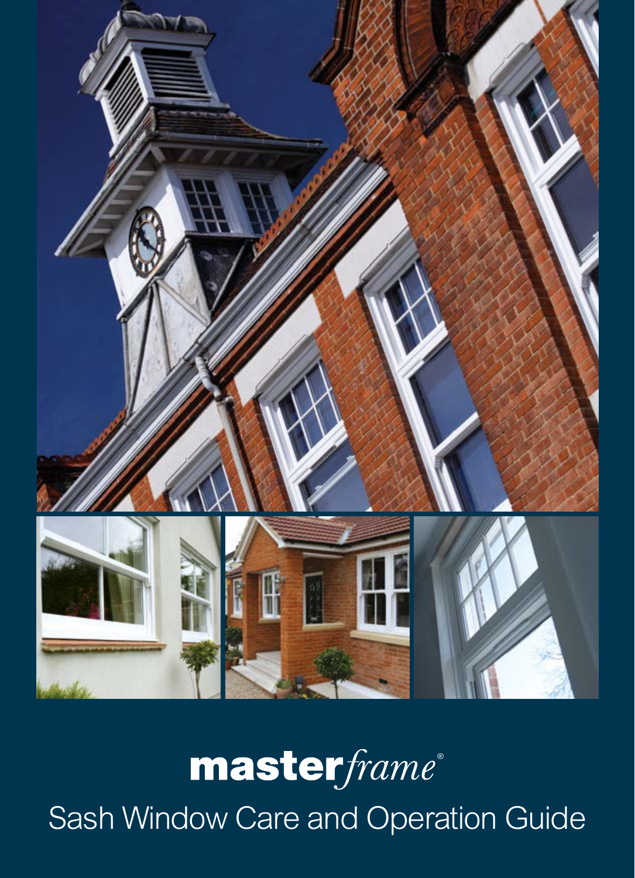**masterframe®**

# Sash Window Care and Operation Guide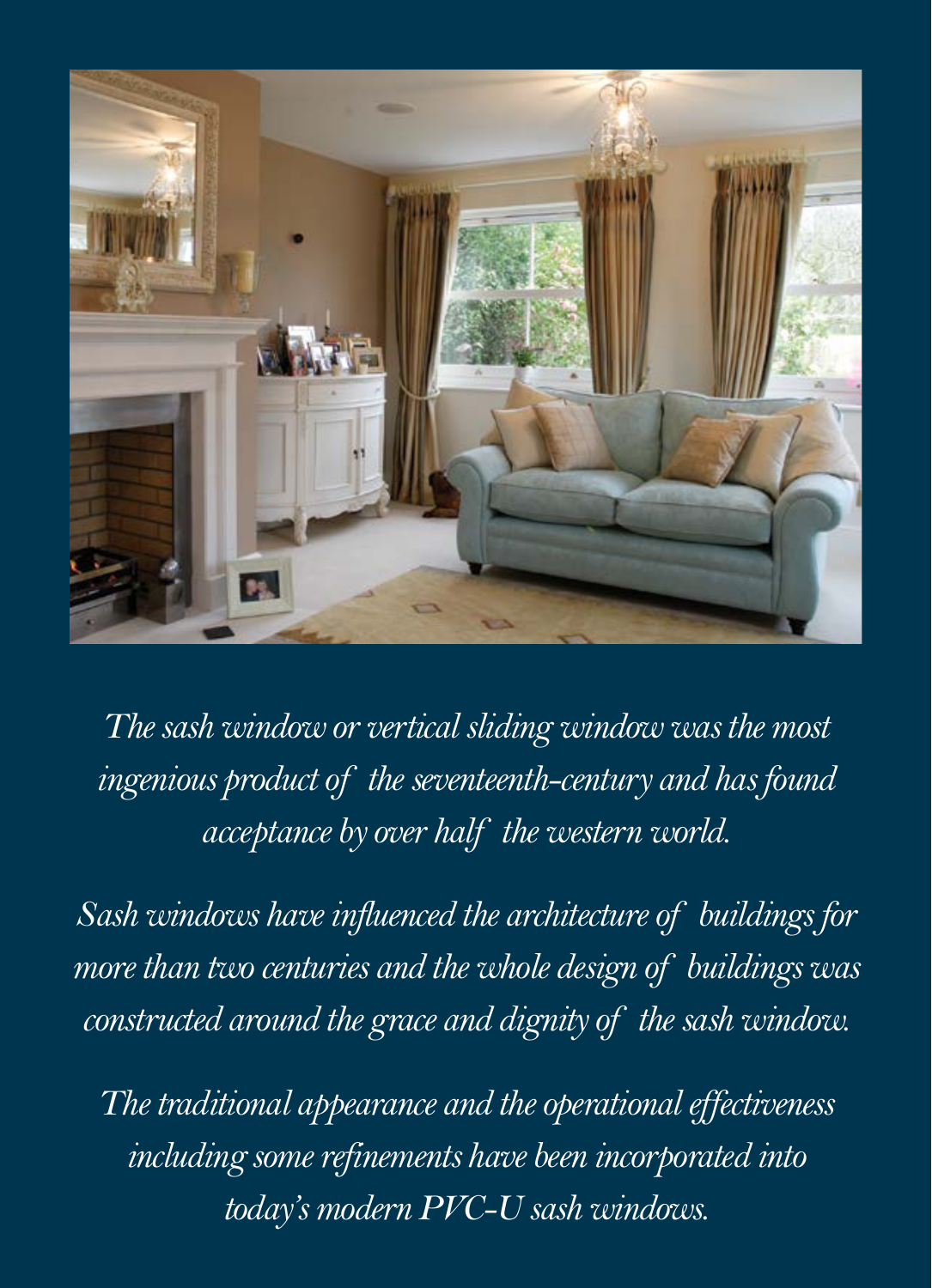*The sash window or vertical sliding window was the most ingenious product of the seventeenth-century and has found acceptance by over half the western world.*

*Sash windows have influenced the architecture of buildings for more than two centuries and the whole design of buildings was constructed around the grace and dignity of the sash window.*

*The traditional appearance and the operational effectiveness including some refinements have been incorporated into today's modern PVC-U sash windows.*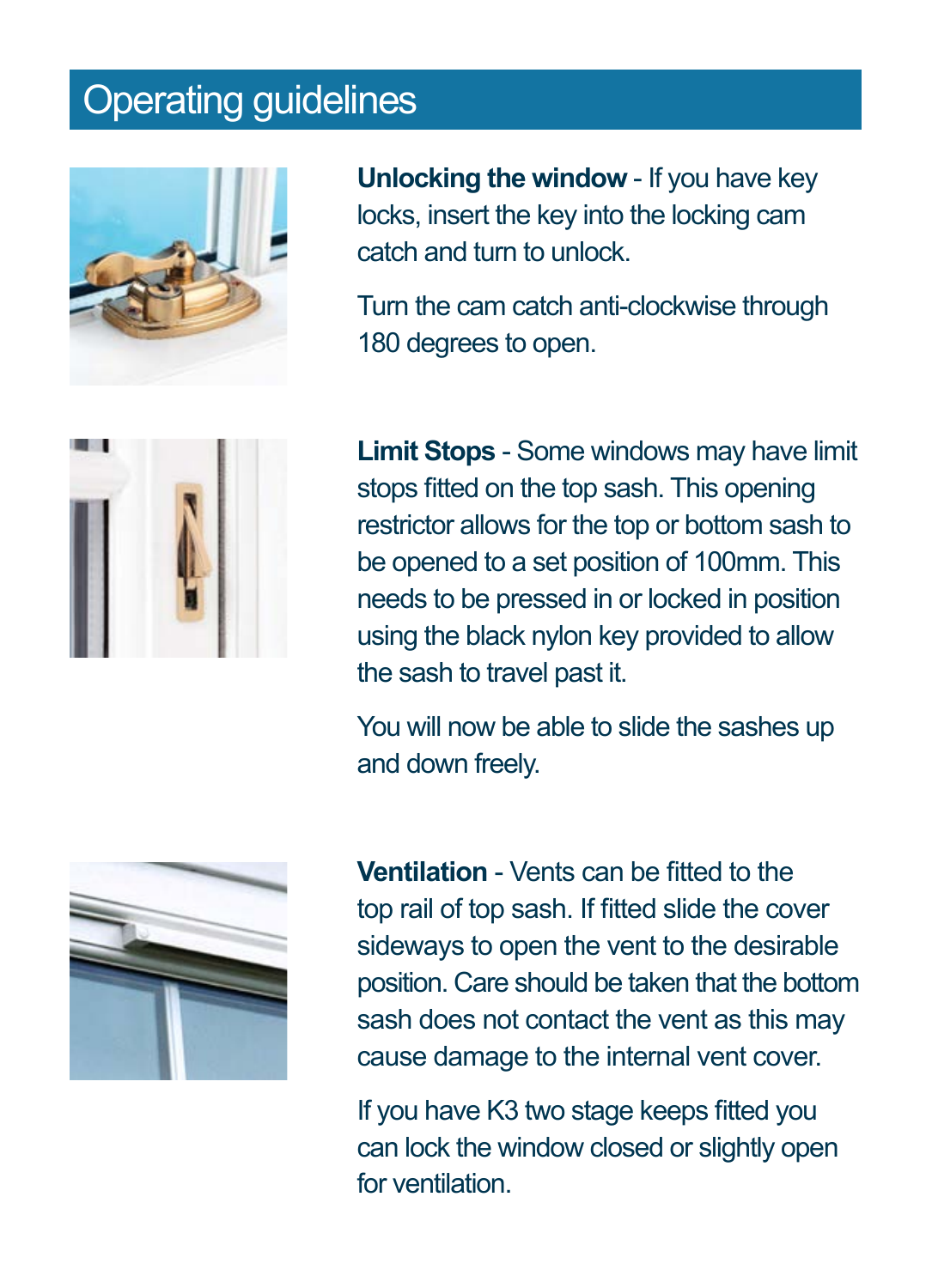# Operating guidelines

**Unlocking the window** - If you have key locks, insert the key into the locking cam catch and turn to unlock.

Turn the cam catch anti-clockwise through 180 degrees to open.

**Limit Stops** - Some windows may have limit stops fitted on the top sash. This opening restrictor allows for the top or bottom sash to be opened to a set position of 100mm. This needs to be pressed in or locked in position using the black nylon key provided to allow the sash to travel past it.

You will now be able to slide the sashes up and down freely.

**Ventilation** - Vents can be fitted to the top rail of top sash. If fitted slide the cover sideways to open the vent to the desirable position. Care should be taken that the bottom sash does not contact the vent as this may cause damage to the internal vent cover.

If you have K3 two stage keeps fitted you can lock the window closed or slightly open for ventilation.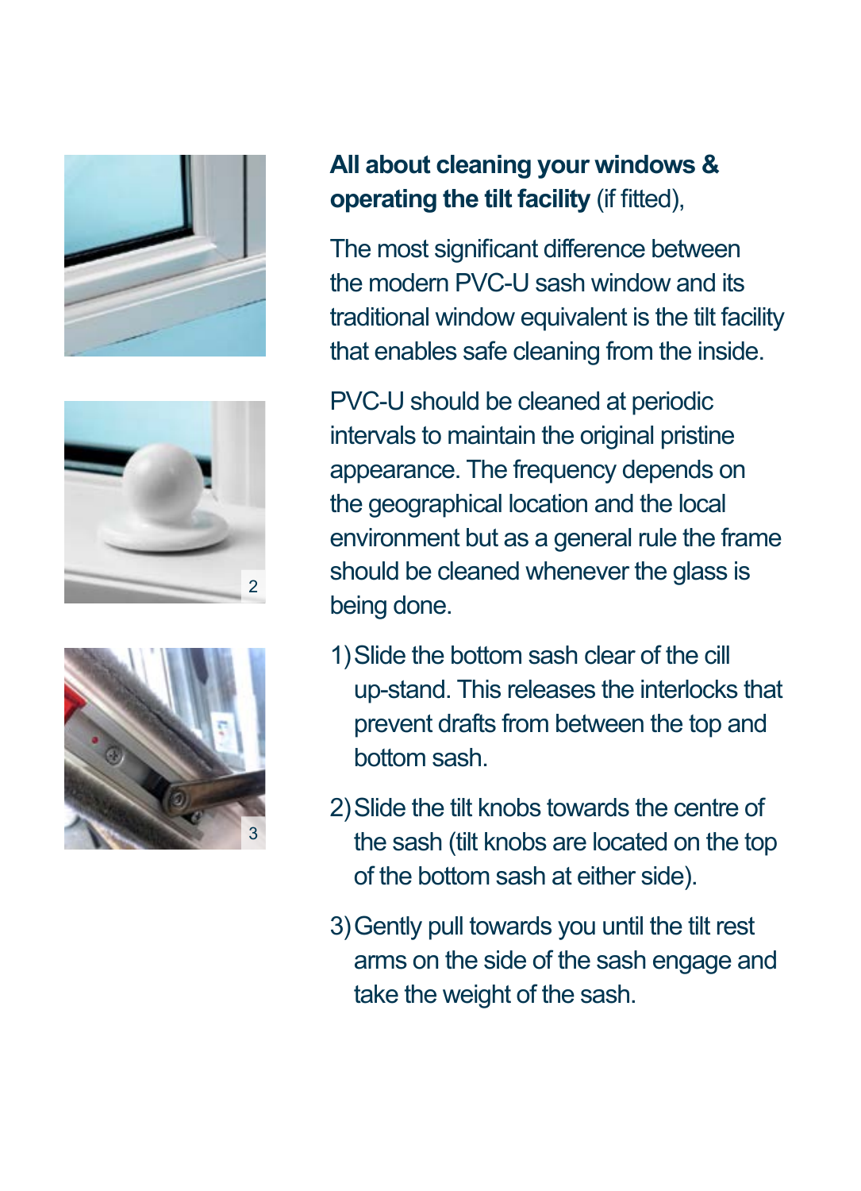**All about cleaning your windows & operating the tilt facility** (if fitted),

The most significant difference between the modern PVC-U sash window and its traditional window equivalent is the tilt facility that enables safe cleaning from the inside.

PVC-U should be cleaned at periodic intervals to maintain the original pristine appearance. The frequency depends on the geographical location and the local environment but as a general rule the frame should be cleaned whenever the glass is being done.

1) Slide the bottom sash clear of the cill up-stand. This releases the interlocks that prevent drafts from between the top and bottom sash.

2) Slide the tilt knobs towards the centre of the sash (tilt knobs are located on the top of the bottom sash at either side).

3) Gently pull towards you until the tilt rest arms on the side of the sash engage and take the weight of the sash.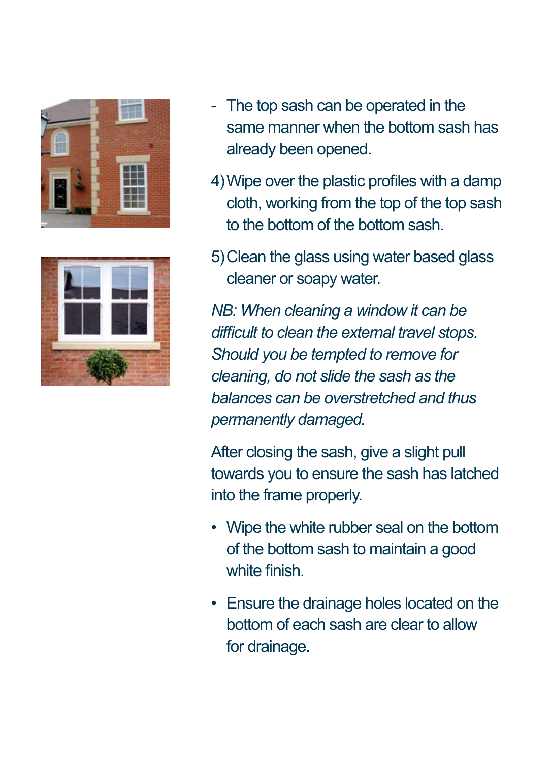- The top sash can be operated in the same manner when the bottom sash has already been opened.

4) Wipe over the plastic profiles with a damp cloth, working from the top of the top sash to the bottom of the bottom sash.

5) Clean the glass using water based glass cleaner or soapy water.

*NB: When cleaning a window it can be difficult to clean the external travel stops. Should you be tempted to remove for cleaning, do not slide the sash as the balances can be overstretched and thus permanently damaged.*

After closing the sash, give a slight pull towards you to ensure the sash has latched into the frame properly.

- Wipe the white rubber seal on the bottom of the bottom sash to maintain a good white finish.
- Ensure the drainage holes located on the bottom of each sash are clear to allow for drainage.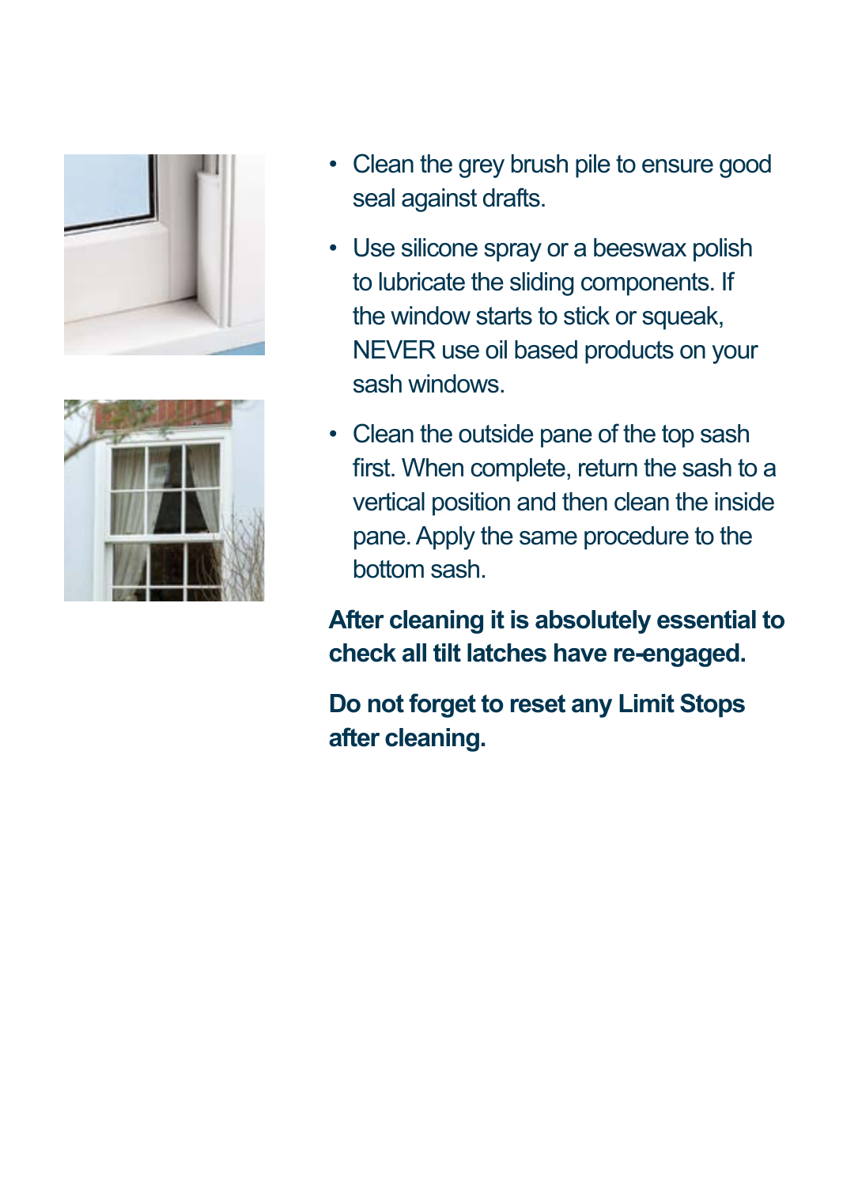- Clean the grey brush pile to ensure good seal against drafts.
- Use silicone spray or a beeswax polish to lubricate the sliding components. If the window starts to stick or squeak, NEVER use oil based products on your sash windows.
- Clean the outside pane of the top sash first. When complete, return the sash to a vertical position and then clean the inside pane. Apply the same procedure to the bottom sash.

**After cleaning it is absolutely essential to check all tilt latches have re-engaged.**

**Do not forget to reset any Limit Stops after cleaning.**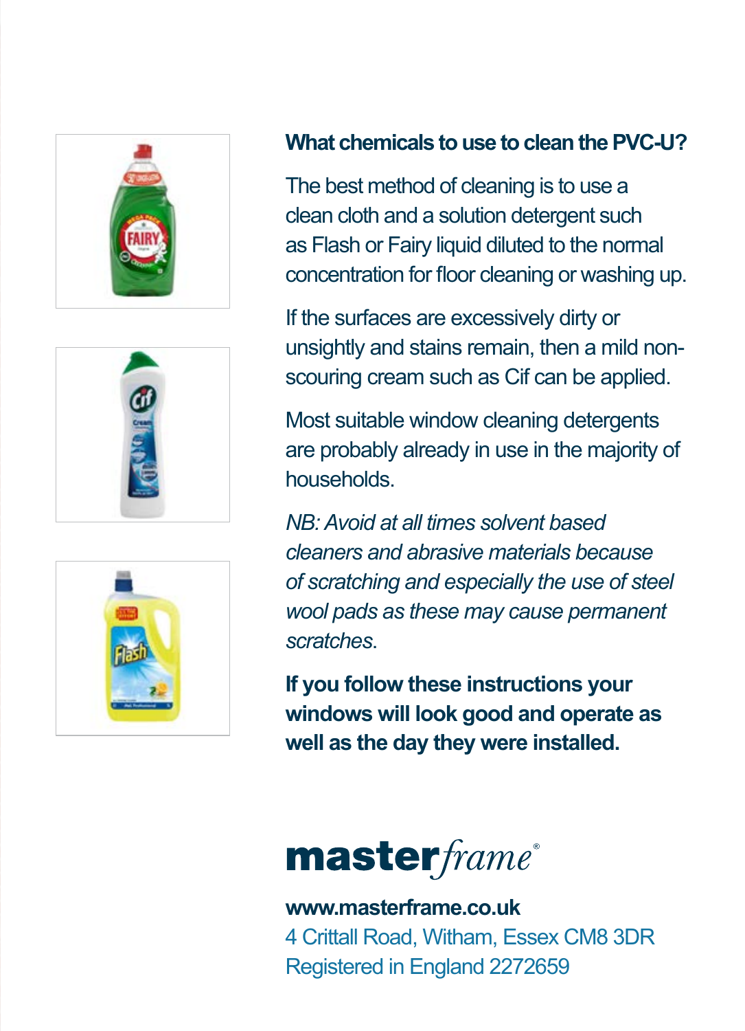## What chemicals to use to clean the PVC-U?

The best method of cleaning is to use a clean cloth and a solution detergent such as Flash or Fairy liquid diluted to the normal concentration for floor cleaning or washing up.

If the surfaces are excessively dirty or unsightly and stains remain, then a mild non-scouring cream such as Cif can be applied.

Most suitable window cleaning detergents are probably already in use in the majority of households.

*NB: Avoid at all times solvent based cleaners and abrasive materials because of scratching and especially the use of steel wool pads as these may cause permanent scratches.*

**If you follow these instructions your windows will look good and operate as well as the day they were installed.**

**master***frame*®

**www.masterframe.co.uk**

4 Crittall Road, Witham, Essex CM8 3DR

Registered in England 2272659